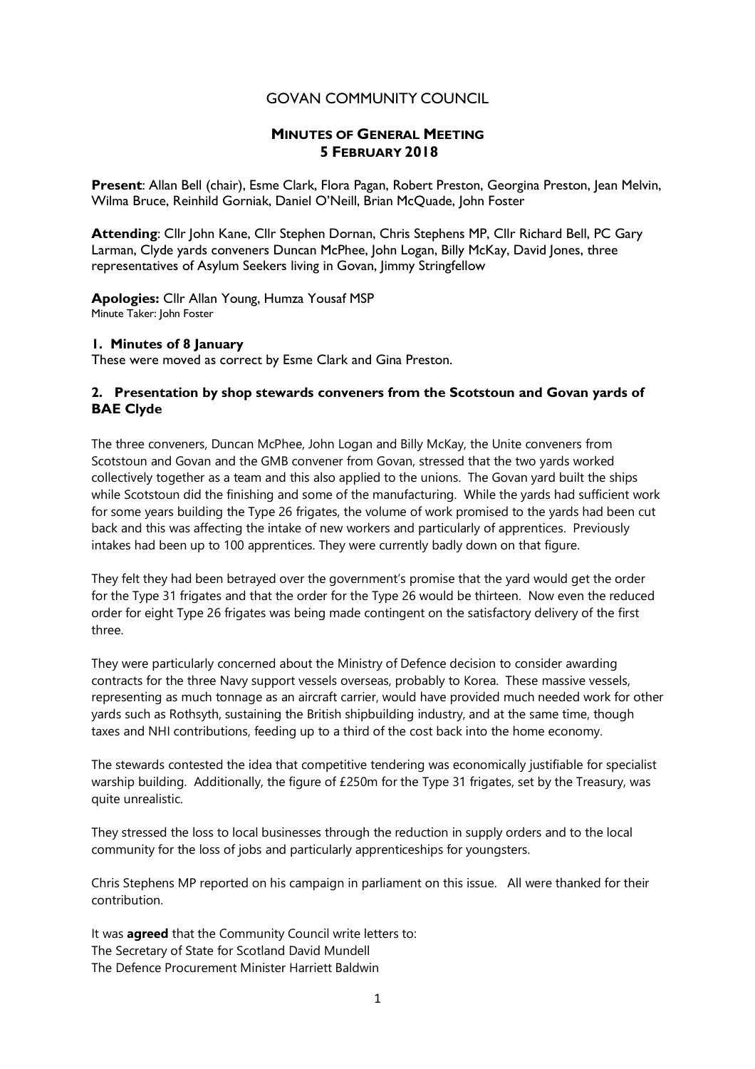# GOVAN COMMUNITY COUNCIL

## MINUTES OF GENERAL MEETING
## 5 FEBRUARY 2018

**Present**: Allan Bell (chair), Esme Clark, Flora Pagan, Robert Preston, Georgina Preston, Jean Melvin, Wilma Bruce, Reinhild Gorniak, Daniel O'Neill, Brian McQuade, John Foster

**Attending**: Cllr John Kane, Cllr Stephen Dornan, Chris Stephens MP, Cllr Richard Bell, PC Gary Larman, Clyde yards conveners Duncan McPhee, John Logan, Billy McKay, David Jones, three representatives of Asylum Seekers living in Govan, Jimmy Stringfellow

**Apologies:** Cllr Allan Young, Humza Yousaf MSP
Minute Taker: John Foster

### 1. Minutes of 8 January

These were moved as correct by Esme Clark and Gina Preston.

### 2. Presentation by shop stewards conveners from the Scotstoun and Govan yards of BAE Clyde

The three conveners, Duncan McPhee, John Logan and Billy McKay, the Unite conveners from Scotstoun and Govan and the GMB convener from Govan, stressed that the two yards worked collectively together as a team and this also applied to the unions. The Govan yard built the ships while Scotstoun did the finishing and some of the manufacturing. While the yards had sufficient work for some years building the Type 26 frigates, the volume of work promised to the yards had been cut back and this was affecting the intake of new workers and particularly of apprentices. Previously intakes had been up to 100 apprentices. They were currently badly down on that figure.

They felt they had been betrayed over the government's promise that the yard would get the order for the Type 31 frigates and that the order for the Type 26 would be thirteen. Now even the reduced order for eight Type 26 frigates was being made contingent on the satisfactory delivery of the first three.

They were particularly concerned about the Ministry of Defence decision to consider awarding contracts for the three Navy support vessels overseas, probably to Korea. These massive vessels, representing as much tonnage as an aircraft carrier, would have provided much needed work for other yards such as Rothsyth, sustaining the British shipbuilding industry, and at the same time, though taxes and NHI contributions, feeding up to a third of the cost back into the home economy.

The stewards contested the idea that competitive tendering was economically justifiable for specialist warship building. Additionally, the figure of £250m for the Type 31 frigates, set by the Treasury, was quite unrealistic.

They stressed the loss to local businesses through the reduction in supply orders and to the local community for the loss of jobs and particularly apprenticeships for youngsters.

Chris Stephens MP reported on his campaign in parliament on this issue. All were thanked for their contribution.

It was **agreed** that the Community Council write letters to:
The Secretary of State for Scotland David Mundell
The Defence Procurement Minister Harriett Baldwin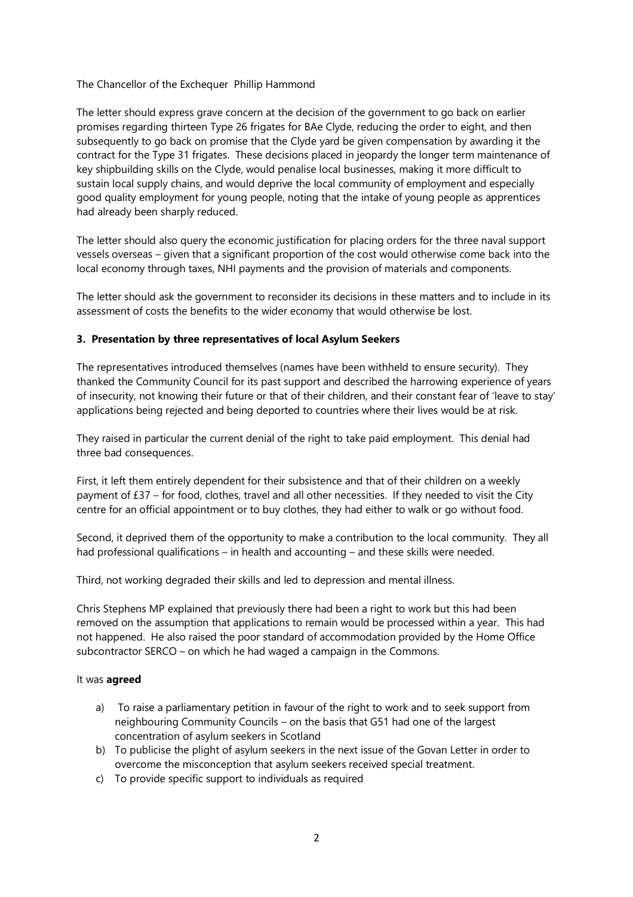The Chancellor of the Exchequer Phillip Hammond

The letter should express grave concern at the decision of the government to go back on earlier promises regarding thirteen Type 26 frigates for BAe Clyde, reducing the order to eight, and then subsequently to go back on promise that the Clyde yard be given compensation by awarding it the contract for the Type 31 frigates. These decisions placed in jeopardy the longer term maintenance of key shipbuilding skills on the Clyde, would penalise local businesses, making it more difficult to sustain local supply chains, and would deprive the local community of employment and especially good quality employment for young people, noting that the intake of young people as apprentices had already been sharply reduced.

The letter should also query the economic justification for placing orders for the three naval support vessels overseas – given that a significant proportion of the cost would otherwise come back into the local economy through taxes, NHI payments and the provision of materials and components.

The letter should ask the government to reconsider its decisions in these matters and to include in its assessment of costs the benefits to the wider economy that would otherwise be lost.

### 3. Presentation by three representatives of local Asylum Seekers

The representatives introduced themselves (names have been withheld to ensure security). They thanked the Community Council for its past support and described the harrowing experience of years of insecurity, not knowing their future or that of their children, and their constant fear of 'leave to stay' applications being rejected and being deported to countries where their lives would be at risk.

They raised in particular the current denial of the right to take paid employment. This denial had three bad consequences.

First, it left them entirely dependent for their subsistence and that of their children on a weekly payment of £37 – for food, clothes, travel and all other necessities. If they needed to visit the City centre for an official appointment or to buy clothes, they had either to walk or go without food.

Second, it deprived them of the opportunity to make a contribution to the local community. They all had professional qualifications – in health and accounting – and these skills were needed.

Third, not working degraded their skills and led to depression and mental illness.

Chris Stephens MP explained that previously there had been a right to work but this had been removed on the assumption that applications to remain would be processed within a year. This had not happened. He also raised the poor standard of accommodation provided by the Home Office subcontractor SERCO – on which he had waged a campaign in the Commons.

It was **agreed**

a) To raise a parliamentary petition in favour of the right to work and to seek support from neighbouring Community Councils – on the basis that G51 had one of the largest concentration of asylum seekers in Scotland
b) To publicise the plight of asylum seekers in the next issue of the Govan Letter in order to overcome the misconception that asylum seekers received special treatment.
c) To provide specific support to individuals as required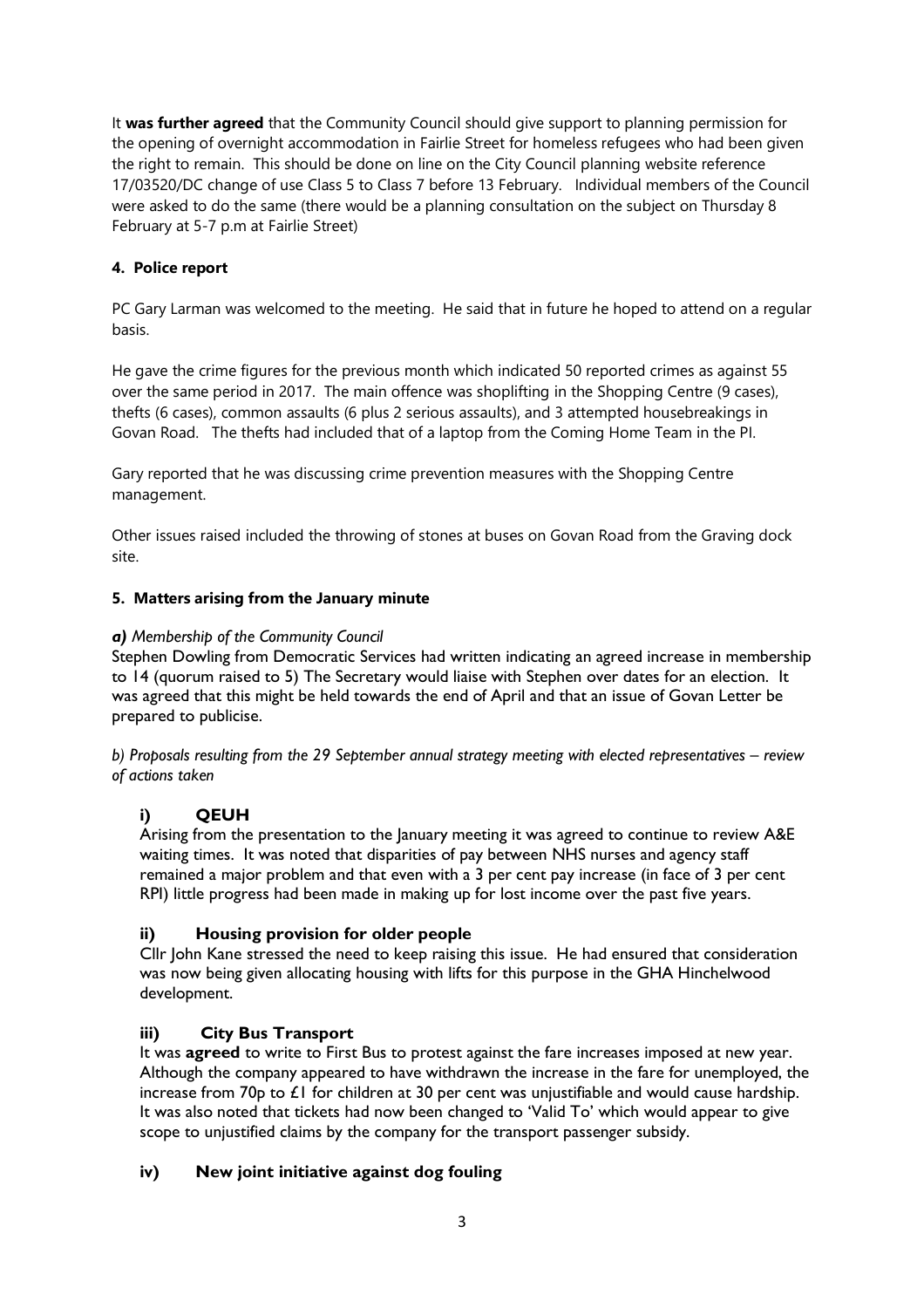It **was further agreed** that the Community Council should give support to planning permission for the opening of overnight accommodation in Fairlie Street for homeless refugees who had been given the right to remain. This should be done on line on the City Council planning website reference 17/03520/DC change of use Class 5 to Class 7 before 13 February. Individual members of the Council were asked to do the same (there would be a planning consultation on the subject on Thursday 8 February at 5-7 p.m at Fairlie Street)

### 4. Police report

PC Gary Larman was welcomed to the meeting. He said that in future he hoped to attend on a regular basis.

He gave the crime figures for the previous month which indicated 50 reported crimes as against 55 over the same period in 2017. The main offence was shoplifting in the Shopping Centre (9 cases), thefts (6 cases), common assaults (6 plus 2 serious assaults), and 3 attempted housebreakings in Govan Road. The thefts had included that of a laptop from the Coming Home Team in the PI.

Gary reported that he was discussing crime prevention measures with the Shopping Centre management.

Other issues raised included the throwing of stones at buses on Govan Road from the Graving dock site.

### 5. Matters arising from the January minute

***a)*** *Membership of the Community Council*

Stephen Dowling from Democratic Services had written indicating an agreed increase in membership to 14 (quorum raised to 5) The Secretary would liaise with Stephen over dates for an election. It was agreed that this might be held towards the end of April and that an issue of Govan Letter be prepared to publicise.

*b) Proposals resulting from the 29 September annual strategy meeting with elected representatives – review of actions taken*

**i) QEUH**

Arising from the presentation to the January meeting it was agreed to continue to review A&E waiting times. It was noted that disparities of pay between NHS nurses and agency staff remained a major problem and that even with a 3 per cent pay increase (in face of 3 per cent RPI) little progress had been made in making up for lost income over the past five years.

**ii) Housing provision for older people**

Cllr John Kane stressed the need to keep raising this issue. He had ensured that consideration was now being given allocating housing with lifts for this purpose in the GHA Hinchelwood development.

**iii) City Bus Transport**

It was **agreed** to write to First Bus to protest against the fare increases imposed at new year. Although the company appeared to have withdrawn the increase in the fare for unemployed, the increase from 70p to £1 for children at 30 per cent was unjustifiable and would cause hardship. It was also noted that tickets had now been changed to 'Valid To' which would appear to give scope to unjustified claims by the company for the transport passenger subsidy.

**iv) New joint initiative against dog fouling**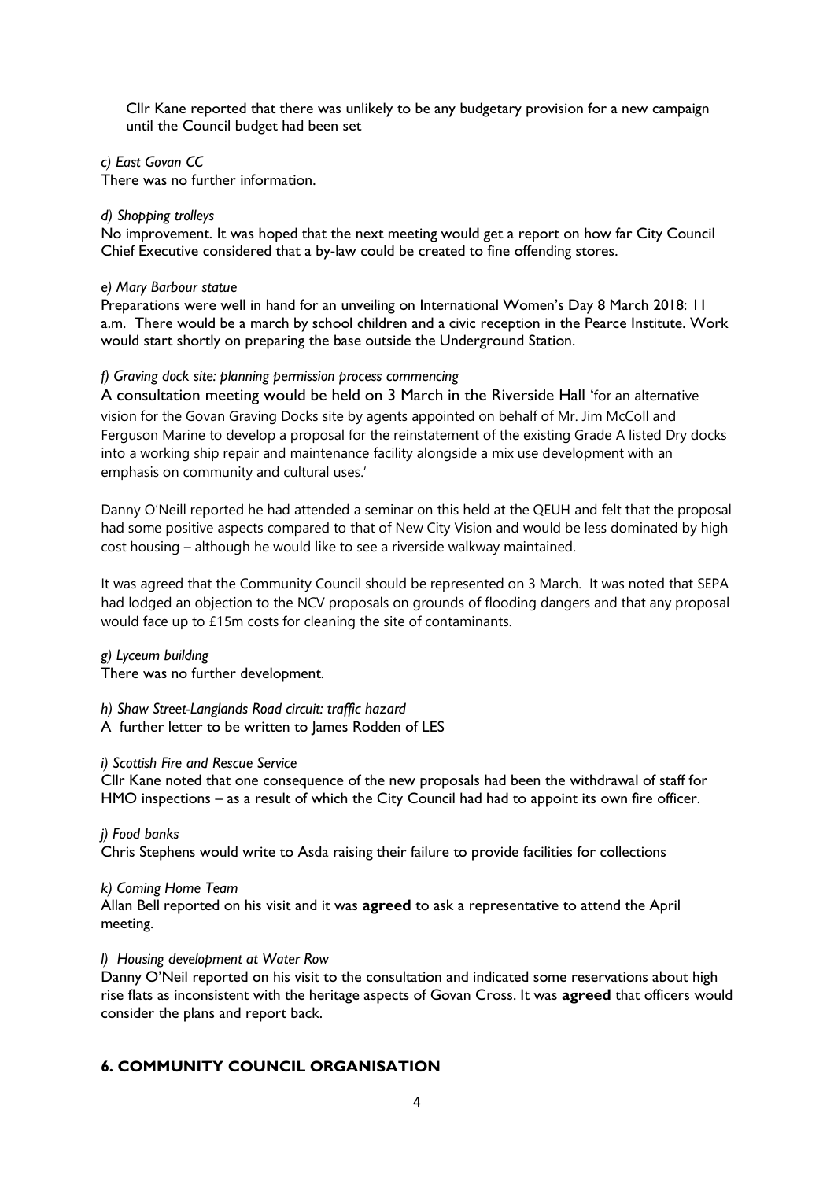Cllr Kane reported that there was unlikely to be any budgetary provision for a new campaign until the Council budget had been set

*c) East Govan CC*

There was no further information.

*d) Shopping trolleys*

No improvement. It was hoped that the next meeting would get a report on how far City Council Chief Executive considered that a by-law could be created to fine offending stores.

*e) Mary Barbour statue*

Preparations were well in hand for an unveiling on International Women's Day 8 March 2018: 11 a.m. There would be a march by school children and a civic reception in the Pearce Institute. Work would start shortly on preparing the base outside the Underground Station.

*f) Graving dock site: planning permission process commencing*

A consultation meeting would be held on 3 March in the Riverside Hall 'for an alternative vision for the Govan Graving Docks site by agents appointed on behalf of Mr. Jim McColl and Ferguson Marine to develop a proposal for the reinstatement of the existing Grade A listed Dry docks into a working ship repair and maintenance facility alongside a mix use development with an emphasis on community and cultural uses.'

Danny O'Neill reported he had attended a seminar on this held at the QEUH and felt that the proposal had some positive aspects compared to that of New City Vision and would be less dominated by high cost housing – although he would like to see a riverside walkway maintained.

It was agreed that the Community Council should be represented on 3 March. It was noted that SEPA had lodged an objection to the NCV proposals on grounds of flooding dangers and that any proposal would face up to £15m costs for cleaning the site of contaminants.

*g) Lyceum building*

There was no further development.

*h) Shaw Street-Langlands Road circuit: traffic hazard*

A further letter to be written to James Rodden of LES

*i) Scottish Fire and Rescue Service*

Cllr Kane noted that one consequence of the new proposals had been the withdrawal of staff for HMO inspections – as a result of which the City Council had had to appoint its own fire officer.

*j) Food banks*

Chris Stephens would write to Asda raising their failure to provide facilities for collections

*k) Coming Home Team*

Allan Bell reported on his visit and it was **agreed** to ask a representative to attend the April meeting.

*l) Housing development at Water Row*

Danny O'Neil reported on his visit to the consultation and indicated some reservations about high rise flats as inconsistent with the heritage aspects of Govan Cross. It was **agreed** that officers would consider the plans and report back.

## 6. COMMUNITY COUNCIL ORGANISATION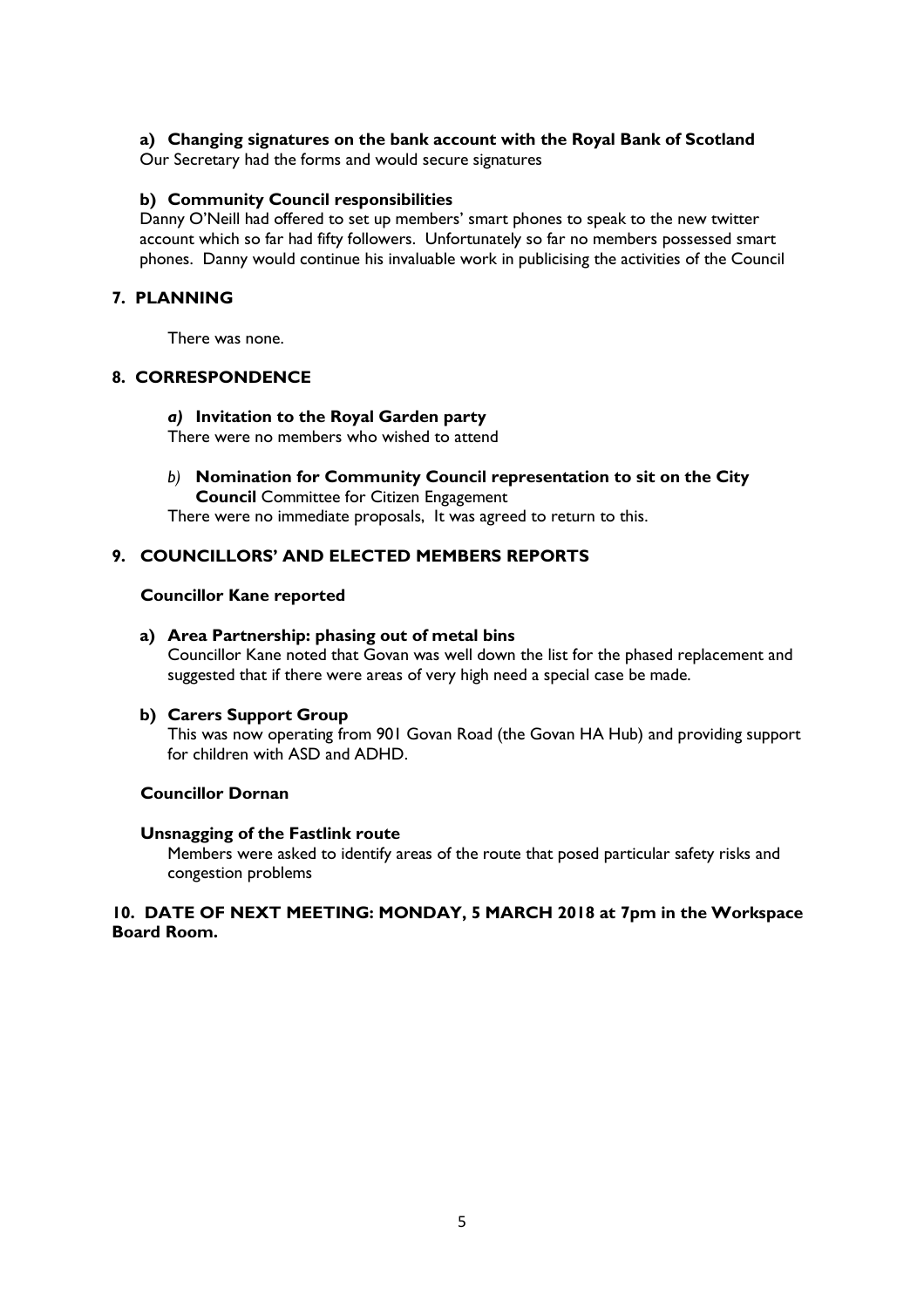**a) Changing signatures on the bank account with the Royal Bank of Scotland**
Our Secretary had the forms and would secure signatures

**b) Community Council responsibilities**
Danny O'Neill had offered to set up members' smart phones to speak to the new twitter account which so far had fifty followers. Unfortunately so far no members possessed smart phones. Danny would continue his invaluable work in publicising the activities of the Council

## 7. PLANNING

There was none.

## 8. CORRESPONDENCE

***a)* Invitation to the Royal Garden party**
There were no members who wished to attend

*b)* **Nomination for Community Council representation to sit on the City Council** Committee for Citizen Engagement
There were no immediate proposals, It was agreed to return to this.

## 9. COUNCILLORS' AND ELECTED MEMBERS REPORTS

**Councillor Kane reported**

**a) Area Partnership: phasing out of metal bins**
Councillor Kane noted that Govan was well down the list for the phased replacement and suggested that if there were areas of very high need a special case be made.

**b) Carers Support Group**
This was now operating from 901 Govan Road (the Govan HA Hub) and providing support for children with ASD and ADHD.

**Councillor Dornan**

**Unsnagging of the Fastlink route**
Members were asked to identify areas of the route that posed particular safety risks and congestion problems

## 10. DATE OF NEXT MEETING: MONDAY, 5 MARCH 2018 at 7pm in the Workspace Board Room.